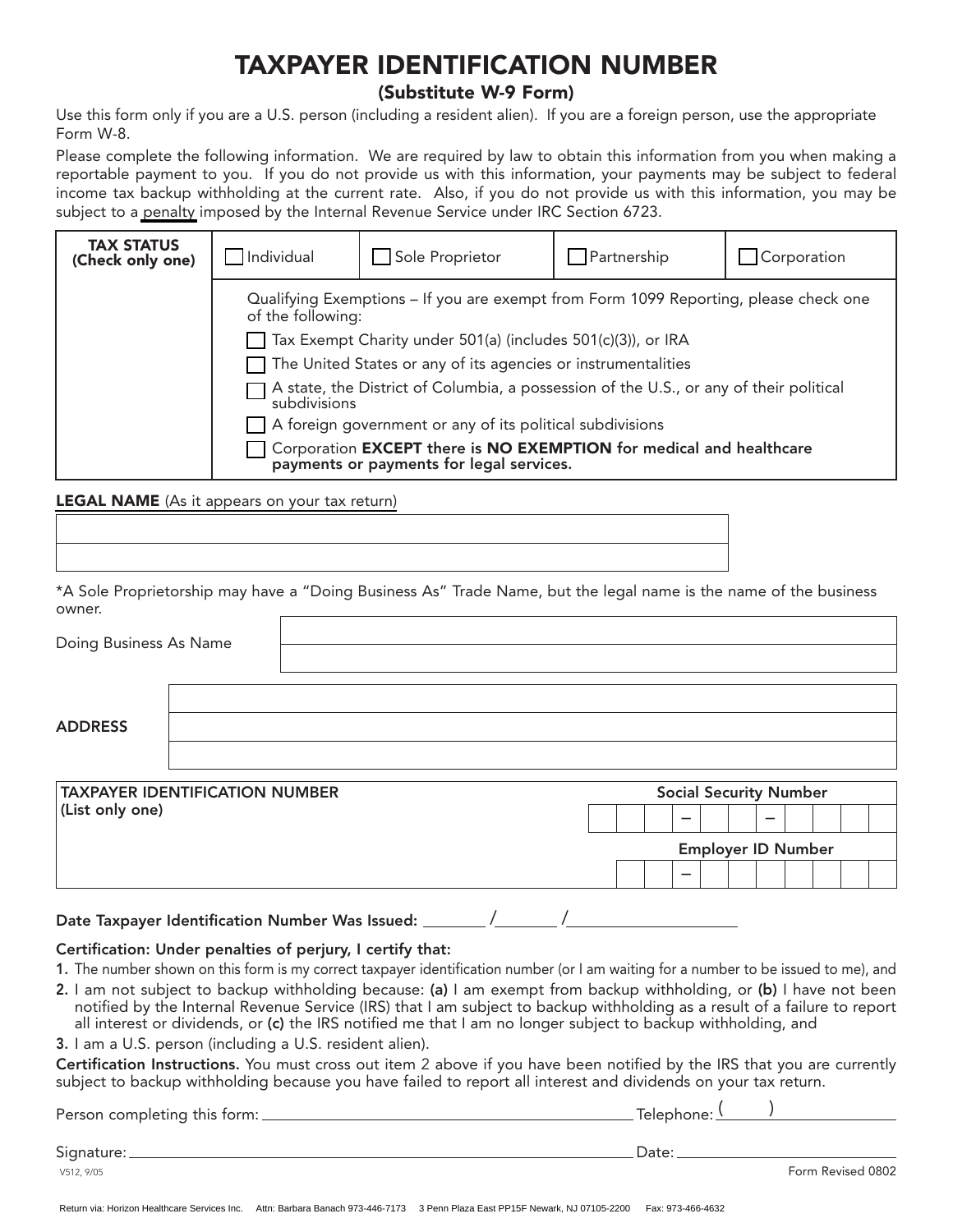# TAXPAYER IDENTIFICATION NUMBER

## (Substitute W-9 Form)

Use this form only if you are a U.S. person (including a resident alien). If you are a foreign person, use the appropriate Form W-8.

Please complete the following information. We are required by law to obtain this information from you when making a reportable payment to you. If you do not provide us with this information, your payments may be subject to federal income tax backup withholding at the current rate. Also, if you do not provide us with this information, you may be subject to a penalty imposed by the Internal Revenue Service under IRC Section 6723.

| **TAX STATUS (Check only one)** | ☐ Individual | ☐ Sole Proprietor | ☐ Partnership | ☐ Corporation |
|---|---|---|---|---|
| | Qualifying Exemptions – If you are exempt from Form 1099 Reporting, please check one of the following:<br>☐ Tax Exempt Charity under 501(a) (includes 501(c)(3)), or IRA<br>☐ The United States or any of its agencies or instrumentalities<br>☐ A state, the District of Columbia, a possession of the U.S., or any of their political subdivisions<br>☐ A foreign government or any of its political subdivisions<br>☐ Corporation **EXCEPT there is NO EXEMPTION for medical and healthcare payments or payments for legal services.** | | | |

**LEGAL NAME** (As it appears on your tax return)

______________________________________________

______________________________________________

*A Sole Proprietorship may have a "Doing Business As" Trade Name, but the legal name is the name of the business owner.

Doing Business As Name ______________________________________________

______________________________________________

**ADDRESS** ______________________________________________

______________________________________________

______________________________________________

| **TAXPAYER IDENTIFICATION NUMBER (List only one)** | **Social Security Number** |
|---|---|
| | ☐☐☐ – ☐☐ – ☐☐☐☐ |
| | **Employer ID Number** |
| | ☐☐ – ☐☐☐☐☐☐☐ |

**Date Taxpayer Identification Number Was Issued:** ________ / ________ / ____________

**Certification: Under penalties of perjury, I certify that:**

1. The number shown on this form is my correct taxpayer identification number (or I am waiting for a number to be issued to me), and
2. I am not subject to backup withholding because: **(a)** I am exempt from backup withholding, or **(b)** I have not been notified by the Internal Revenue Service (IRS) that I am subject to backup withholding as a result of a failure to report all interest or dividends, or **(c)** the IRS notified me that I am no longer subject to backup withholding, and
3. I am a U.S. person (including a U.S. resident alien).

**Certification Instructions.** You must cross out item 2 above if you have been notified by the IRS that you are currently subject to backup withholding because you have failed to report all interest and dividends on your tax return.

Person completing this form: ______________________________ Telephone: (      ) ______________

Signature: ______________________________ Date: ______________

V512, 9/05 Form Revised 0802

Return via: Horizon Healthcare Services Inc. Attn: Barbara Banach 973-446-7173 3 Penn Plaza East PP15F Newark, NJ 07105-2200 Fax: 973-466-4632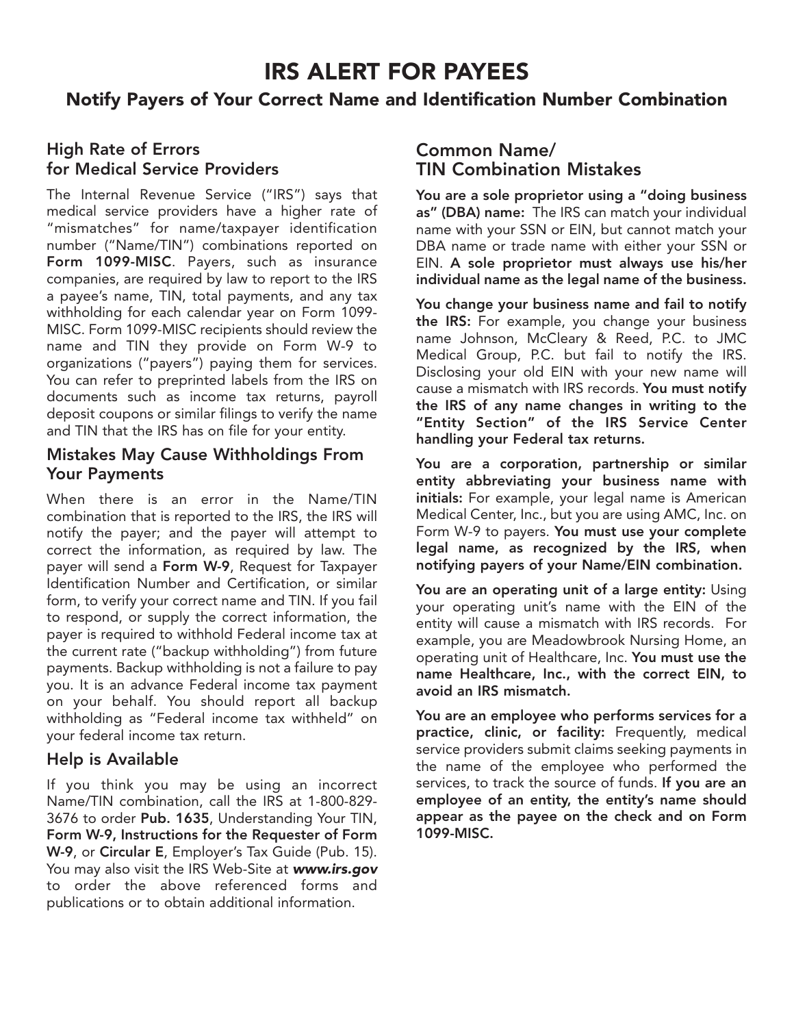# IRS ALERT FOR PAYEES

## Notify Payers of Your Correct Name and Identification Number Combination

### High Rate of Errors for Medical Service Providers

The Internal Revenue Service ("IRS") says that medical service providers have a higher rate of "mismatches" for name/taxpayer identification number ("Name/TIN") combinations reported on **Form 1099-MISC**. Payers, such as insurance companies, are required by law to report to the IRS a payee's name, TIN, total payments, and any tax withholding for each calendar year on Form 1099-MISC. Form 1099-MISC recipients should review the name and TIN they provide on Form W-9 to organizations ("payers") paying them for services. You can refer to preprinted labels from the IRS on documents such as income tax returns, payroll deposit coupons or similar filings to verify the name and TIN that the IRS has on file for your entity.

### Mistakes May Cause Withholdings From Your Payments

When there is an error in the Name/TIN combination that is reported to the IRS, the IRS will notify the payer; and the payer will attempt to correct the information, as required by law. The payer will send a **Form W-9**, Request for Taxpayer Identification Number and Certification, or similar form, to verify your correct name and TIN. If you fail to respond, or supply the correct information, the payer is required to withhold Federal income tax at the current rate ("backup withholding") from future payments. Backup withholding is not a failure to pay you. It is an advance Federal income tax payment on your behalf. You should report all backup withholding as "Federal income tax withheld" on your federal income tax return.

### Help is Available

If you think you may be using an incorrect Name/TIN combination, call the IRS at 1-800-829-3676 to order **Pub. 1635**, Understanding Your TIN, **Form W-9, Instructions for the Requester of Form W-9**, or **Circular E**, Employer's Tax Guide (Pub. 15). You may also visit the IRS Web-Site at ***www.irs.gov*** to order the above referenced forms and publications or to obtain additional information.

### Common Name/ TIN Combination Mistakes

**You are a sole proprietor using a "doing business as" (DBA) name:** The IRS can match your individual name with your SSN or EIN, but cannot match your DBA name or trade name with either your SSN or EIN. **A sole proprietor must always use his/her individual name as the legal name of the business.**

**You change your business name and fail to notify the IRS:** For example, you change your business name Johnson, McCleary & Reed, P.C. to JMC Medical Group, P.C. but fail to notify the IRS. Disclosing your old EIN with your new name will cause a mismatch with IRS records. **You must notify the IRS of any name changes in writing to the "Entity Section" of the IRS Service Center handling your Federal tax returns.**

**You are a corporation, partnership or similar entity abbreviating your business name with initials:** For example, your legal name is American Medical Center, Inc., but you are using AMC, Inc. on Form W-9 to payers. **You must use your complete legal name, as recognized by the IRS, when notifying payers of your Name/EIN combination.**

**You are an operating unit of a large entity:** Using your operating unit's name with the EIN of the entity will cause a mismatch with IRS records. For example, you are Meadowbrook Nursing Home, an operating unit of Healthcare, Inc. **You must use the name Healthcare, Inc., with the correct EIN, to avoid an IRS mismatch.**

**You are an employee who performs services for a practice, clinic, or facility:** Frequently, medical service providers submit claims seeking payments in the name of the employee who performed the services, to track the source of funds. **If you are an employee of an entity, the entity's name should appear as the payee on the check and on Form 1099-MISC.**